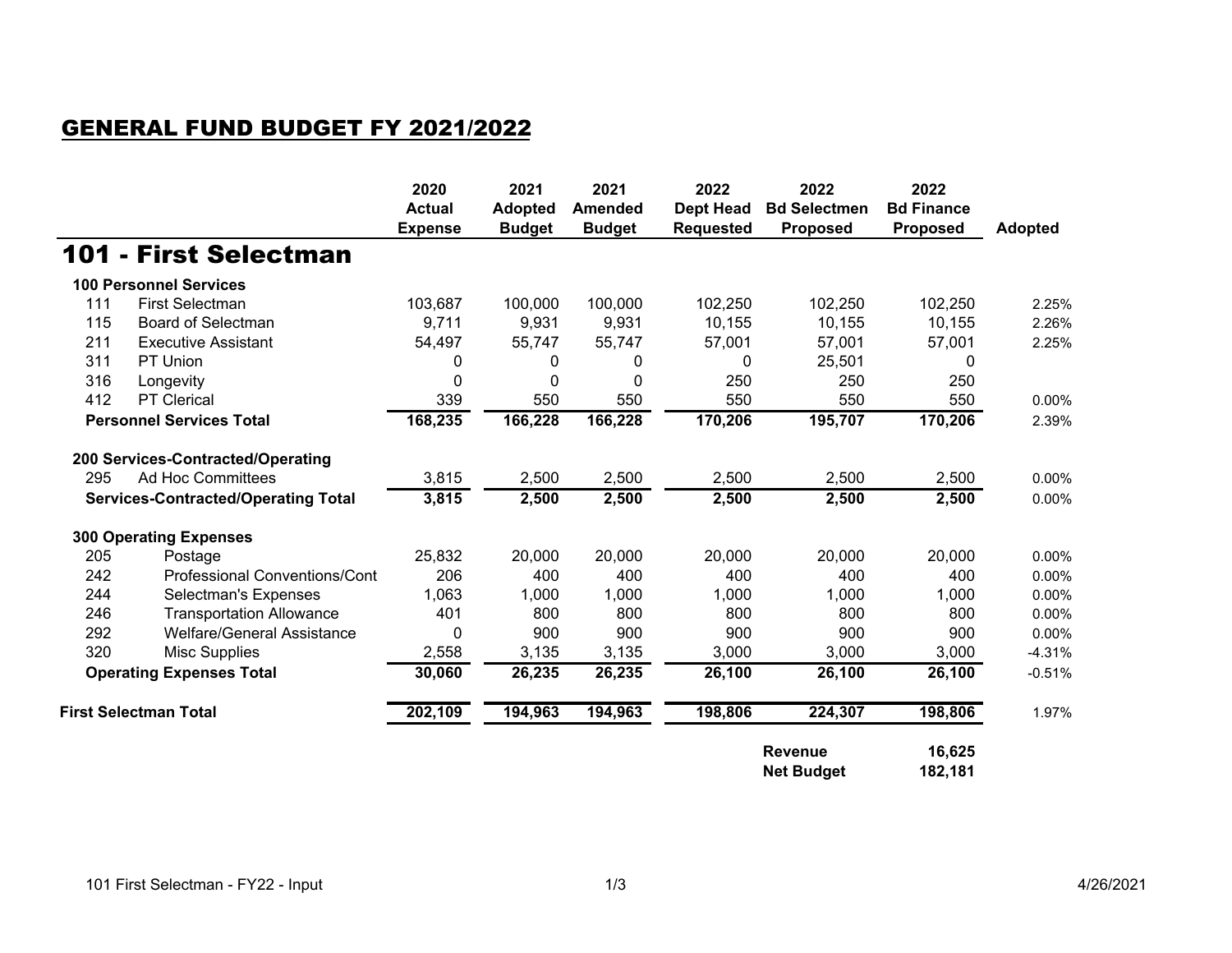# GENERAL FUND BUDGET FY 2021/2022

## 101 - First Selectman

| | | 2020 Actual Expense | 2021 Adopted Budget | 2021 Amended Budget | 2022 Dept Head Requested | 2022 Bd Selectmen Proposed | 2022 Bd Finance Proposed | Adopted |
|---|---|---|---|---|---|---|---|---|
| **100 Personnel Services** | | | | | | | | |
| 111 | First Selectman | 103,687 | 100,000 | 100,000 | 102,250 | 102,250 | 102,250 | 2.25% |
| 115 | Board of Selectman | 9,711 | 9,931 | 9,931 | 10,155 | 10,155 | 10,155 | 2.26% |
| 211 | Executive Assistant | 54,497 | 55,747 | 55,747 | 57,001 | 57,001 | 57,001 | 2.25% |
| 311 | PT Union | 0 | 0 | 0 | 0 | 25,501 | 0 | |
| 316 | Longevity | 0 | 0 | 0 | 250 | 250 | 250 | |
| 412 | PT Clerical | 339 | 550 | 550 | 550 | 550 | 550 | 0.00% |
| **Personnel Services Total** | | **168,235** | **166,228** | **166,228** | **170,206** | **195,707** | **170,206** | 2.39% |
| **200 Services-Contracted/Operating** | | | | | | | | |
| 295 | Ad Hoc Committees | 3,815 | 2,500 | 2,500 | 2,500 | 2,500 | 2,500 | 0.00% |
| **Services-Contracted/Operating Total** | | **3,815** | **2,500** | **2,500** | **2,500** | **2,500** | **2,500** | 0.00% |
| **300 Operating Expenses** | | | | | | | | |
| 205 | Postage | 25,832 | 20,000 | 20,000 | 20,000 | 20,000 | 20,000 | 0.00% |
| 242 | Professional Conventions/Cont | 206 | 400 | 400 | 400 | 400 | 400 | 0.00% |
| 244 | Selectman's Expenses | 1,063 | 1,000 | 1,000 | 1,000 | 1,000 | 1,000 | 0.00% |
| 246 | Transportation Allowance | 401 | 800 | 800 | 800 | 800 | 800 | 0.00% |
| 292 | Welfare/General Assistance | 0 | 900 | 900 | 900 | 900 | 900 | 0.00% |
| 320 | Misc Supplies | 2,558 | 3,135 | 3,135 | 3,000 | 3,000 | 3,000 | -4.31% |
| **Operating Expenses Total** | | **30,060** | **26,235** | **26,235** | **26,100** | **26,100** | **26,100** | -0.51% |
| **First Selectman Total** | | **202,109** | **194,963** | **194,963** | **198,806** | **224,307** | **198,806** | 1.97% |
| | | | | | | **Revenue** | **16,625** | |
| | | | | | | **Net Budget** | **182,181** | |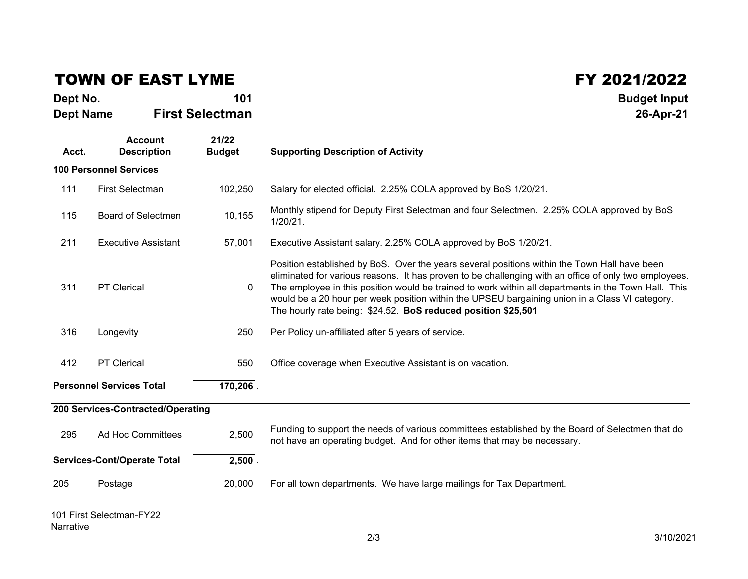# TOWN OF EAST LYME

# FY 2021/2022

**Dept No.** **101**

**Dept Name** **First Selectman**

**Budget Input**

**26-Apr-21**

| Acct. | Account Description | 21/22 Budget | Supporting Description of Activity |
|---|---|---|---|
| **100 Personnel Services** | | | |
| 111 | First Selectman | 102,250 | Salary for elected official. 2.25% COLA approved by BoS 1/20/21. |
| 115 | Board of Selectmen | 10,155 | Monthly stipend for Deputy First Selectman and four Selectmen. 2.25% COLA approved by BoS 1/20/21. |
| 211 | Executive Assistant | 57,001 | Executive Assistant salary. 2.25% COLA approved by BoS 1/20/21. |
| 311 | PT Clerical | 0 | Position established by BoS. Over the years several positions within the Town Hall have been eliminated for various reasons. It has proven to be challenging with an office of only two employees. The employee in this position would be trained to work within all departments in the Town Hall. This would be a 20 hour per week position within the UPSEU bargaining union in a Class VI category. The hourly rate being: $24.52. **BoS reduced position $25,501** |
| 316 | Longevity | 250 | Per Policy un-affiliated after 5 years of service. |
| 412 | PT Clerical | 550 | Office coverage when Executive Assistant is on vacation. |
| **Personnel Services Total** | | **170,206** | |
| **200 Services-Contracted/Operating** | | | |
| 295 | Ad Hoc Committees | 2,500 | Funding to support the needs of various committees established by the Board of Selectmen that do not have an operating budget. And for other items that may be necessary. |
| **Services-Cont/Operate Total** | | **2,500** | |
| 205 | Postage | 20,000 | For all town departments. We have large mailings for Tax Department. |

101 First Selectman-FY22
Narrative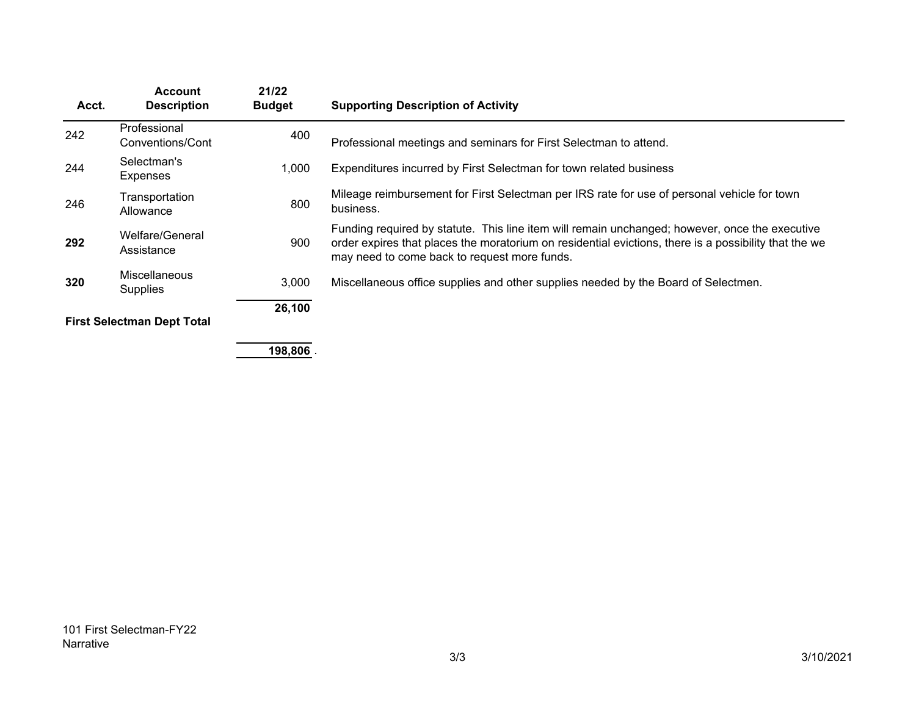| Acct. | Account Description | 21/22 Budget | Supporting Description of Activity |
| --- | --- | --- | --- |
| 242 | Professional Conventions/Cont | 400 | Professional meetings and seminars for First Selectman to attend. |
| 244 | Selectman's Expenses | 1,000 | Expenditures incurred by First Selectman for town related business |
| 246 | Transportation Allowance | 800 | Mileage reimbursement for First Selectman per IRS rate for use of personal vehicle for town business. |
| **292** | Welfare/General Assistance | 900 | Funding required by statute. This line item will remain unchanged; however, once the executive order expires that places the moratorium on residential evictions, there is a possibility that the we may need to come back to request more funds. |
| **320** | Miscellaneous Supplies | 3,000 | Miscellaneous office supplies and other supplies needed by the Board of Selectmen. |
| | | **26,100** | |
| **First Selectman Dept Total** | | | |
| | | **198,806** . | |

101 First Selectman-FY22
Narrative

3/10/2021